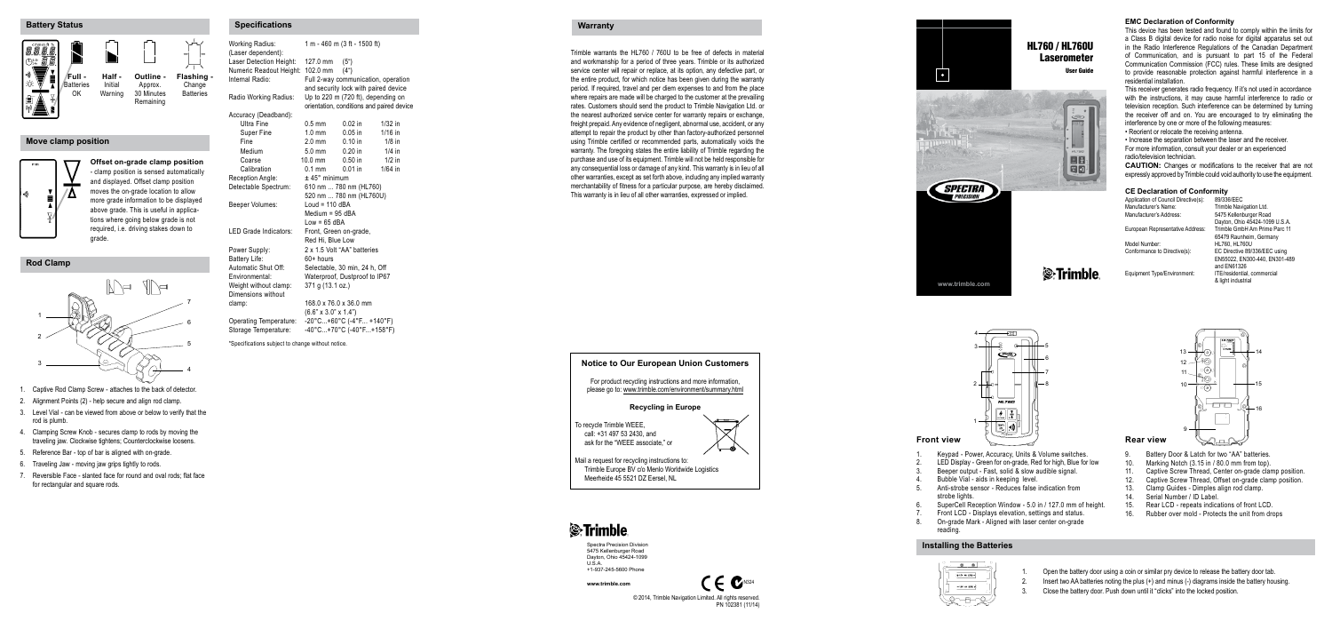## Battery Status

**Full -** Batteries OK

**Half -** Initial Warning

**Outline -** Approx. 30 Minutes Remaining

**Flashing -** Change Batteries

## Move clamp position

**Offset on-grade clamp position** - clamp position is sensed automatically and displayed. Offset clamp position moves the on-grade location to allow more grade information to be displayed above grade. This is useful in applications where going below grade is not required, i.e. driving stakes down to grade.

## Rod Clamp

1. Captive Rod Clamp Screw - attaches to the back of detector.
2. Alignment Points (2) - help secure and align rod clamp.
3. Level Vial - can be viewed from above or below to verify that the rod is plumb.
4. Clamping Screw Knob - secures clamp to rods by moving the traveling jaw. Clockwise tightens; Counterclockwise loosens.
5. Reference Bar - top of bar is aligned with on-grade.
6. Traveling Jaw - moving jaw grips tightly to rods.
7. Reversible Face - slanted face for round and oval rods; flat face for rectangular and square rods.

## Specifications

| | | | |
|---|---|---|---|
| Working Radius: (Laser dependent): | 1 m - 460 m (3 ft - 1500 ft) | | |
| Laser Detection Height: | 127.0 mm | (5") | |
| Numeric Readout Height: | 102.0 mm | (4") | |
| Internal Radio: | Full 2-way communication, operation and security lock with paired device | | |
| Radio Working Radius: | Up to 220 m (720 ft), depending on orientation, conditions and paired device | | |
| Accuracy (Deadband): | | | |
| Ultra Fine | 0.5 mm | 0.02 in | 1/32 in |
| Super Fine | 1.0 mm | 0.05 in | 1/16 in |
| Fine | 2.0 mm | 0.10 in | 1/8 in |
| Medium | 5.0 mm | 0.20 in | 1/4 in |
| Coarse | 10.0 mm | 0.50 in | 1/2 in |
| Calibration | 0.1 mm | 0.01 in | 1/64 in |
| Reception Angle: | ± 45° minimum | | |
| Detectable Spectrum: | 610 nm ... 780 nm (HL760) 520 nm ... 780 nm (HL760U) | | |
| Beeper Volumes: | Loud = 110 dBA Medium = 95 dBA Low = 65 dBA | | |
| LED Grade Indicators: | Front, Green on-grade, Red Hi, Blue Low | | |
| Power Supply: | 2 x 1.5 Volt "AA" batteries | | |
| Battery Life: | 60+ hours | | |
| Automatic Shut Off: | Selectable, 30 min, 24 h, Off | | |
| Environmental: | Waterproof, Dustproof to IP67 | | |
| Weight without clamp: | 371 g (13.1 oz.) | | |
| Dimensions without clamp: | 168.0 x 76.0 x 36.0 mm (6.6" x 3.0" x 1.4") | | |
| Operating Temperature: | -20°C...+60°C (-4°F... +140°F) | | |
| Storage Temperature: | -40°C...+70°C (-40°F...+158°F) | | |

*Specifications subject to change without notice.

## Warranty

Trimble warrants the HL760 / 760U to be free of defects in material and workmanship for a period of three years. Trimble or its authorized service center will repair or replace, at its option, any defective part, or the entire product, for which notice has been given during the warranty period. If required, travel and per diem expenses to and from the place where repairs are made will be charged to the customer at the prevailing rates. Customers should send the product to Trimble Navigation Ltd. or the nearest authorized service center for warranty repairs or exchange, freight prepaid. Any evidence of negligent, abnormal use, accident, or any attempt to repair the product by other than factory-authorized personnel using Trimble certified or recommended parts, automatically voids the warranty. The foregoing states the entire liability of Trimble regarding the purchase and use of its equipment. Trimble will not be held responsible for any consequential loss or damage of any kind. This warranty is in lieu of all other warranties, except as set forth above, including any implied warranty merchantability of fitness for a particular purpose, are hereby disclaimed. This warranty is in lieu of all other warranties, expressed or implied.

## Notice to Our European Union Customers

For product recycling instructions and more information, please go to: www.trimble.com/environment/summary.html

### Recycling in Europe

To recycle Trimble WEEE, call: +31 497 53 2430, and ask for the "WEEE associate," or

Mail a request for recycling instructions to: Trimble Europe BV c/o Menlo Worldwide Logistics Meerheide 45 5521 DZ Eersel, NL

Trimble

Spectra Precision Division
5475 Kellenburger Road
Dayton, Ohio 45424-1099
U.S.A.
+1-937-245-5600 Phone

www.trimble.com

N324

© 2014, Trimble Navigation Limited. All rights reserved.
PN 102381 (11/14)

# HL760 / HL760U Laserometer

User Guide

SPECTRA PRECISION

Trimble.

www.trimble.com

## EMC Declaration of Conformity

This device has been tested and found to comply within the limits for a Class B digital device for radio noise for digital apparatus set out in the Radio Interference Regulations of the Canadian Department of Communication, and is pursuant to part 15 of the Federal Communication Commission (FCC) rules. These limits are designed to provide reasonable protection against harmful interference in a residential installation.

This receiver generates radio frequency. If it's not used in accordance with the instructions, it may cause harmful interference to radio or television reception. Such interference can be determined by turning the receiver off and on. You are encouraged to try eliminating the interference by one or more of the following measures:

- Reorient or relocate the receiving antenna.
- Increase the separation between the laser and the receiver.

For more information, consult your dealer or an experienced radio/television technician.

**CAUTION:** Changes or modifications to the receiver that are not expressly approved by Trimble could void authority to use the equipment.

## CE Declaration of Conformity

| | |
|---|---|
| Application of Council Directive(s): | 89/336/EEC |
| Manufacturer's Name: | Trimble Navigation Ltd. |
| Manufacturer's Address: | 5475 Kellenburger Road Dayton, Ohio 45424-1099 U.S.A. |
| European Representative Address: | Trimble GmbH Am Prime Parc 11 65479 Raunheim, Germany |
| Model Number: | HL760, HL760U |
| Conformance to Directive(s): | EC Directive 89/336/EEC using EN55022, EN300-440, EN301-489 and EN61326 |
| Equipment Type/Environment: | ITE/residential, commercial & light industrial |

## Front view

1. Keypad - Power, Accuracy, Units & Volume switches.
2. LED Display - Green for on-grade, Red for high, Blue for low
3. Beeper output - Fast, solid & slow audible signal.
4. Bubble Vial - aids in keeping level.
5. Anti-strobe sensor - Reduces false indication from strobe lights.
6. SuperCell Reception Window - 5.0 in / 127.0 mm of height.
7. Front LCD - Displays elevation, settings and status.
8. On-grade Mark - Aligned with laser center on-grade reading.

## Rear view

9. Battery Door & Latch for two "AA" batteries.
10. Marking Notch (3.15 in / 80.0 mm from top).
11. Captive Screw Thread, Center on-grade clamp position.
12. Captive Screw Thread, Offset on-grade clamp position.
13. Clamp Guides - Dimples align rod clamp.
14. Serial Number / ID Label.
15. Rear LCD - repeats indications of front LCD.
16. Rubber over mold - Protects the unit from drops

## Installing the Batteries

1. Open the battery door using a coin or similar pry device to release the battery door tab.
2. Insert two AA batteries noting the plus (+) and minus (-) diagrams inside the battery housing.
3. Close the battery door. Push down until it "clicks" into the locked position.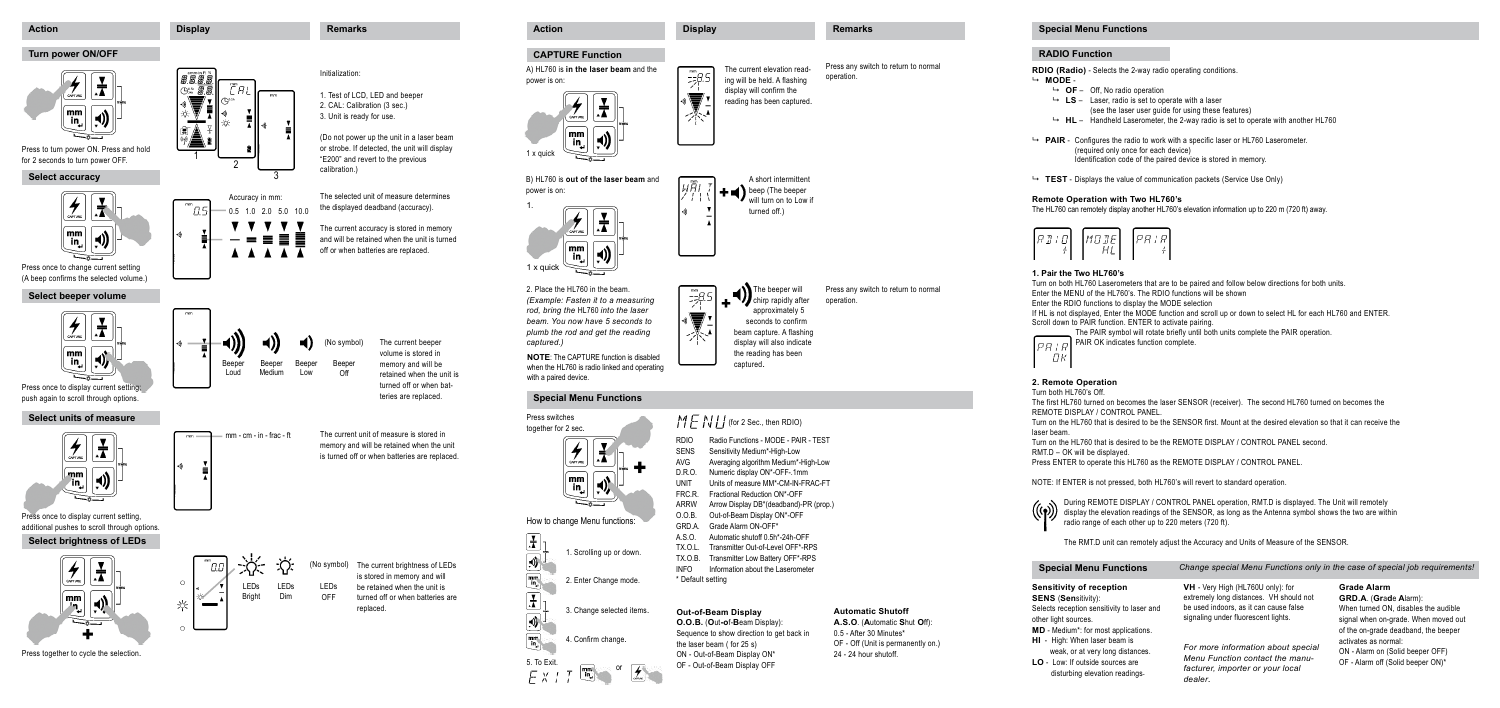## Action | Display | Remarks

### Turn power ON/OFF

Press to turn power ON. Press and hold for 2 seconds to turn power OFF.

1 2 3

Initialization:

1. Test of LCD, LED and beeper
2. CAL: Calibration (3 sec.)
3. Unit is ready for use.

(Do not power up the unit in a laser beam or strobe. If detected, the unit will display "E200" and revert to the previous calibration.)

### Select accuracy

Press once to change current setting (A beep confirms the selected volume.)

Accuracy in mm:
0.5 1.0 2.0 5.0 10.0

The selected unit of measure determines the displayed deadband (accuracy).

The current accuracy is stored in memory and will be retained when the unit is turned off or when batteries are replaced.

### Select beeper volume

Press once to display current setting, push again to scroll through options.

Beeper Loud | Beeper Medium | Beeper Low | (No symbol) Beeper Off

The current beeper volume is stored in memory and will be retained when the unit is turned off or when batteries are replaced.

### Select units of measure

Press once to display current setting, additional pushes to scroll through options.

mm - cm - in - frac - ft

The current unit of measure is stored in memory and will be retained when the unit is turned off or when batteries are replaced.

### Select brightness of LEDs

Press together to cycle the selection.

LEDs Bright | LEDs Dim | (No symbol) LEDs OFF

The current brightness of LEDs is stored in memory and will be retained when the unit is turned off or when batteries are replaced.

## Action | Display | Remarks

### CAPTURE Function

A) HL760 is **in the laser beam** and the power is on:

1 x quick

The current elevation reading will be held. A flashing display will confirm the reading has been captured.

Press any switch to return to normal operation.

B) HL760 is **out of the laser beam** and power is on:

1.

1 x quick

A short intermittent beep (The beeper will turn on to Low if turned off.)

2. Place the HL760 in the beam.
*(Example: Fasten it to a measuring rod, bring the HL760 into the laser beam. You now have 5 seconds to plumb the rod and get the reading captured.)*

The beeper will chirp rapidly after approximately 5 seconds to confirm beam capture. A flashing display will also indicate the reading has been captured.

Press any switch to return to normal operation.

**NOTE**: The CAPTURE function is disabled when the HL760 is radio linked and operating with a paired device.

### Special Menu Functions

Press switches together for 2 sec.

MENU (for 2 Sec., then RDIO)

| | |
|---|---|
| RDIO | Radio Functions - MODE - PAIR - TEST |
| SENS | Sensitivity Medium*-High-Low |
| AVG | Averaging algorithm Medium*-High-Low |
| D.R.O. | Numeric display ON*-OFF-.1mm |
| UNIT | Units of measure MM*-CM-IN-FRAC-FT |
| FRC.R. | Fractional Reduction ON*-OFF |
| ARRW | Arrow Display DB*(deadband)-PR (prop.) |
| O.O.B. | Out-of-Beam Display ON*-OFF |
| GRD.A. | Grade Alarm ON-OFF* |
| A.S.O. | Automatic shutoff 0.5h*-24h-OFF |
| TX.O.L. | Transmitter Out-of-Level OFF*-RPS |
| TX.O.B. | Transmitter Low Battery OFF*-RPS |
| INFO | Information about the Laserometer |

\* Default setting

How to change Menu functions:

1. Scrolling up or down.
2. Enter Change mode.
3. Change selected items.
4. Confirm change.
5. To Exit.

EXIT or

**Out-of-Beam Display**
**O.O.B.** (**O**ut-**o**f-**B**eam Display):
Sequence to show direction to get back in the laser beam ( for 25 s)
ON - Out-of-Beam Display ON*
OF - Out-of-Beam Display OFF

**Automatic Shutoff**
**A.S.O.** (**A**utomatic **S**hut **O**ff):
0.5 - After 30 Minutes*
OF - Off (Unit is permanently on.)
24 - 24 hour shutoff.

## Special Menu Functions

### RADIO Function

**RDIO (Radio)** - Selects the 2-way radio operating conditions.

- **MODE** -
  - **OF** – Off, No radio operation
  - **LS** – Laser, radio is set to operate with a laser (see the laser user guide for using these features)
  - **HL** – Handheld Laserometer, the 2-way radio is set to operate with another HL760
- **PAIR** - Configures the radio to work with a specific laser or HL760 Laserometer. (required only once for each device) Identification code of the paired device is stored in memory.
- **TEST** - Displays the value of communication packets (Service Use Only)

**Remote Operation with Two HL760's**

The HL760 can remotely display another HL760's elevation information up to 220 m (720 ft) away.

RDIO | MODE HL | PAIR

**1. Pair the Two HL760's**

Turn on both HL760 Laserometers that are to be paired and follow below directions for both units.
Enter the MENU of the HL760's. The RDIO functions will be shown
Enter the RDIO functions to display the MODE selection
If HL is not displayed, Enter the MODE function and scroll up or down to select HL for each HL760 and ENTER.
Scroll down to PAIR function. ENTER to activate pairing.
The PAIR symbol will rotate briefly until both units complete the PAIR operation.
PAIR OK indicates function complete.

**2. Remote Operation**

Turn both HL760's Off.
The first HL760 turned on becomes the laser SENSOR (receiver). The second HL760 turned on becomes the REMOTE DISPLAY / CONTROL PANEL.
Turn on the HL760 that is desired to be the SENSOR first. Mount at the desired elevation so that it can receive the laser beam.
Turn on the HL760 that is desired to be the REMOTE DISPLAY / CONTROL PANEL second.
RMT.D – OK will be displayed.
Press ENTER to operate this HL760 as the REMOTE DISPLAY / CONTROL PANEL.

NOTE: If ENTER is not pressed, both HL760's will revert to standard operation.

During REMOTE DISPLAY / CONTROL PANEL operation, RMT.D is displayed. The Unit will remotely display the elevation readings of the SENSOR, as long as the Antenna symbol shows the two are within radio range of each other up to 220 meters (720 ft).

The RMT.D unit can remotely adjust the Accuracy and Units of Measure of the SENSOR.

### Special Menu Functions

*Change special Menu Functions only in the case of special job requirements!*

**Sensitivity of reception**
**SENS** (**Sens**itivity):
Selects reception sensitivity to laser and other light sources.
**MD** - Medium*: for most applications.
**HI** - High: When laser beam is weak, or at very long distances.
**LO** - Low: If outside sources are disturbing elevation readings.

**VH** - Very High (HL760U only): for extremely long distances. VH should not be used indoors, as it can cause false signaling under fluorescent lights.

*For more information about special Menu Function contact the manufacturer, importer or your local dealer.*

**Grade Alarm**
**GRD.A.** (**Gr**a**d**e **A**larm):
When turned ON, disables the audible signal when on-grade. When moved out of the on-grade deadband, the beeper activates as normal:
ON - Alarm on (Solid beeper OFF)
OF - Alarm off (Solid beeper ON)*